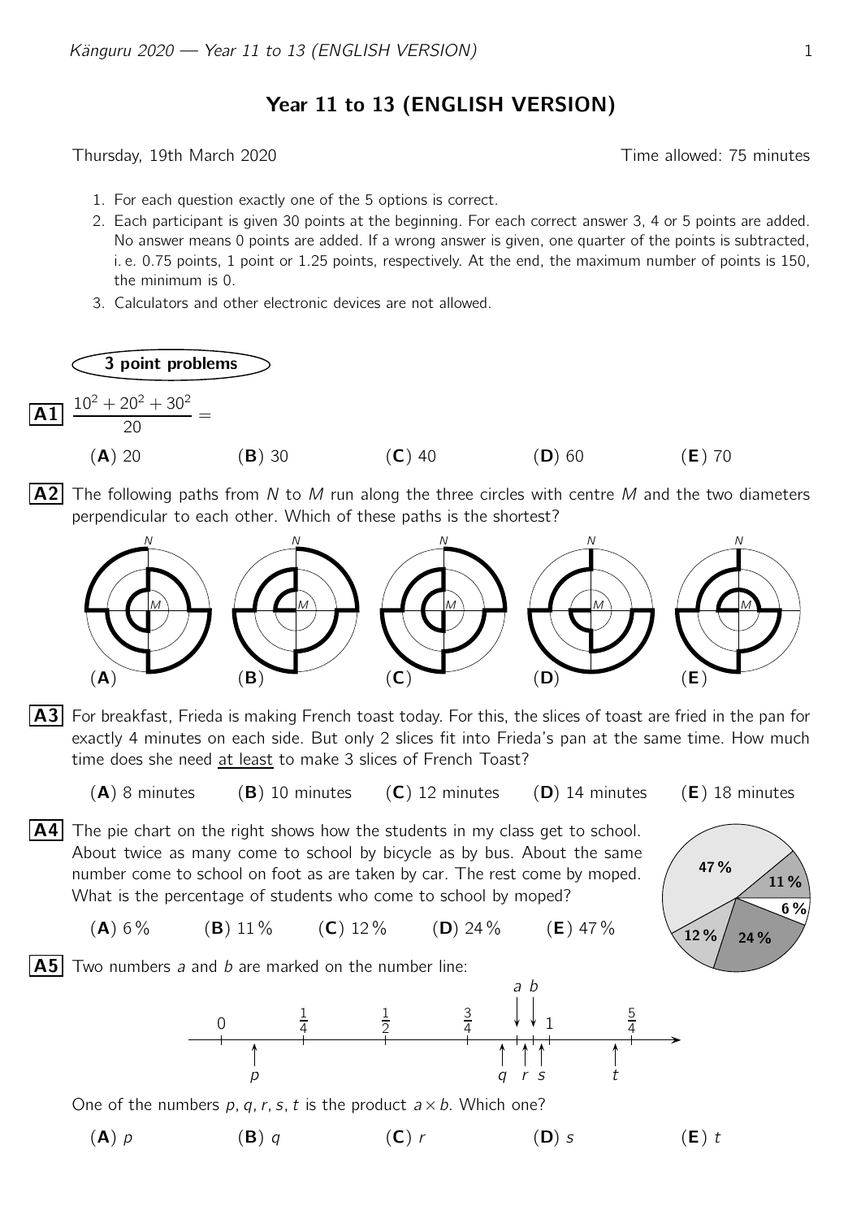# Year 11 to 13 (ENGLISH VERSION)

Thursday, 19th March 2020 — Time allowed: 75 minutes

1. For each question exactly one of the 5 options is correct.
2. Each participant is given 30 points at the beginning. For each correct answer 3, 4 or 5 points are added. No answer means 0 points are added. If a wrong answer is given, one quarter of the points is subtracted, i. e. 0.75 points, 1 point or 1.25 points, respectively. At the end, the maximum number of points is 150, the minimum is 0.
3. Calculators and other electronic devices are not allowed.

## 3 point problems

**A1** $\dfrac{10^2 + 20^2 + 30^2}{20} =$

(**A**) 20 (**B**) 30 (**C**) 40 (**D**) 60 (**E**) 70

**A2** The following paths from $N$ to $M$ run along the three circles with centre $M$ and the two diameters perpendicular to each other. Which of these paths is the shortest?

(**A**) (**B**) (**C**) (**D**) (**E**)

**A3** For breakfast, Frieda is making French toast today. For this, the slices of toast are fried in the pan for exactly 4 minutes on each side. But only 2 slices fit into Frieda's pan at the same time. How much time does she need at least to make 3 slices of French Toast?

(**A**) 8 minutes (**B**) 10 minutes (**C**) 12 minutes (**D**) 14 minutes (**E**) 18 minutes

**A4** The pie chart on the right shows how the students in my class get to school. About twice as many come to school by bicycle as by bus. About the same number come to school on foot as are taken by car. The rest come by moped. What is the percentage of students who come to school by moped?

(**A**) 6 % (**B**) 11 % (**C**) 12 % (**D**) 24 % (**E**) 47 %

**A5** Two numbers $a$ and $b$ are marked on the number line:

One of the numbers $p, q, r, s, t$ is the product $a \times b$. Which one?

(**A**) $p$ (**B**) $q$ (**C**) $r$ (**D**) $s$ (**E**) $t$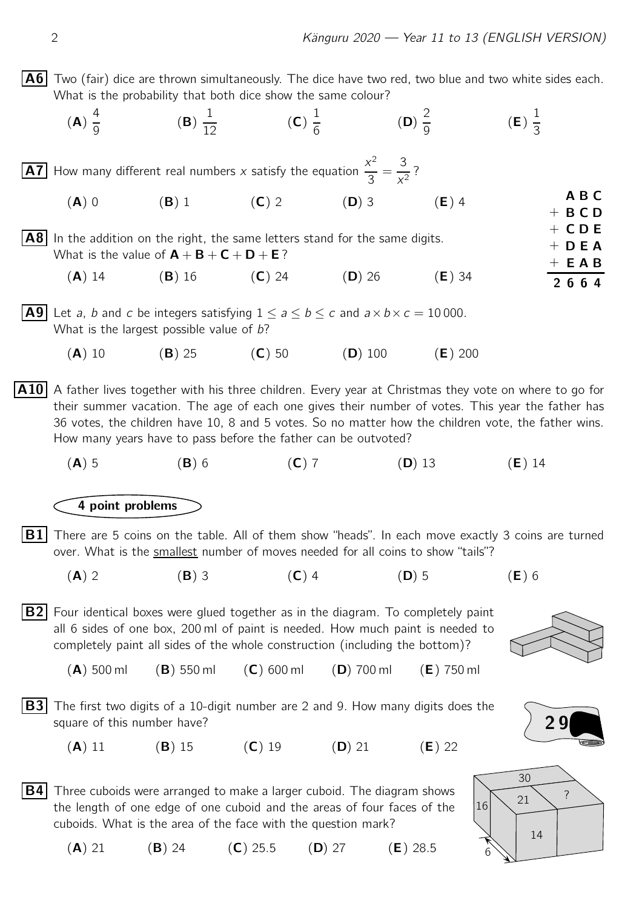**A6** Two (fair) dice are thrown simultaneously. The dice have two red, two blue and two white sides each. What is the probability that both dice show the same colour?

(**A**) $\frac{4}{9}$ (**B**) $\frac{1}{12}$ (**C**) $\frac{1}{6}$ (**D**) $\frac{2}{9}$ (**E**) $\frac{1}{3}$

**A7** How many different real numbers $x$ satisfy the equation $\frac{x^2}{3} = \frac{3}{x^2}$?

(**A**) 0 (**B**) 1 (**C**) 2 (**D**) 3 (**E**) 4

**A8** In the addition on the right, the same letters stand for the same digits. What is the value of $\mathbf{A} + \mathbf{B} + \mathbf{C} + \mathbf{D} + \mathbf{E}$?

```
  A B C
+ B C D
+ C D E
+ D E A
+ E A B
-------
2 6 6 4
```

(**A**) 14 (**B**) 16 (**C**) 24 (**D**) 26 (**E**) 34

**A9** Let $a$, $b$ and $c$ be integers satisfying $1 \leq a \leq b \leq c$ and $a \times b \times c = 10\,000$. What is the largest possible value of $b$?

(**A**) 10 (**B**) 25 (**C**) 50 (**D**) 100 (**E**) 200

**A10** A father lives together with his three children. Every year at Christmas they vote on where to go for their summer vacation. The age of each one gives their number of votes. This year the father has 36 votes, the children have 10, 8 and 5 votes. So no matter how the children vote, the father wins. How many years have to pass before the father can be outvoted?

(**A**) 5 (**B**) 6 (**C**) 7 (**D**) 13 (**E**) 14

## 4 point problems

**B1** There are 5 coins on the table. All of them show "heads". In each move exactly 3 coins are turned over. What is the smallest number of moves needed for all coins to show "tails"?

(**A**) 2 (**B**) 3 (**C**) 4 (**D**) 5 (**E**) 6

**B2** Four identical boxes were glued together as in the diagram. To completely paint all 6 sides of one box, 200 ml of paint is needed. How much paint is needed to completely paint all sides of the whole construction (including the bottom)?

(**A**) 500 ml (**B**) 550 ml (**C**) 600 ml (**D**) 700 ml (**E**) 750 ml

**B3** The first two digits of a 10-digit number are 2 and 9. How many digits does the square of this number have?

(**A**) 11 (**B**) 15 (**C**) 19 (**D**) 21 (**E**) 22

**B4** Three cuboids were arranged to make a larger cuboid. The diagram shows the length of one edge of one cuboid and the areas of four faces of the cuboids. What is the area of the face with the question mark?

(**A**) 21 (**B**) 24 (**C**) 25.5 (**D**) 27 (**E**) 28.5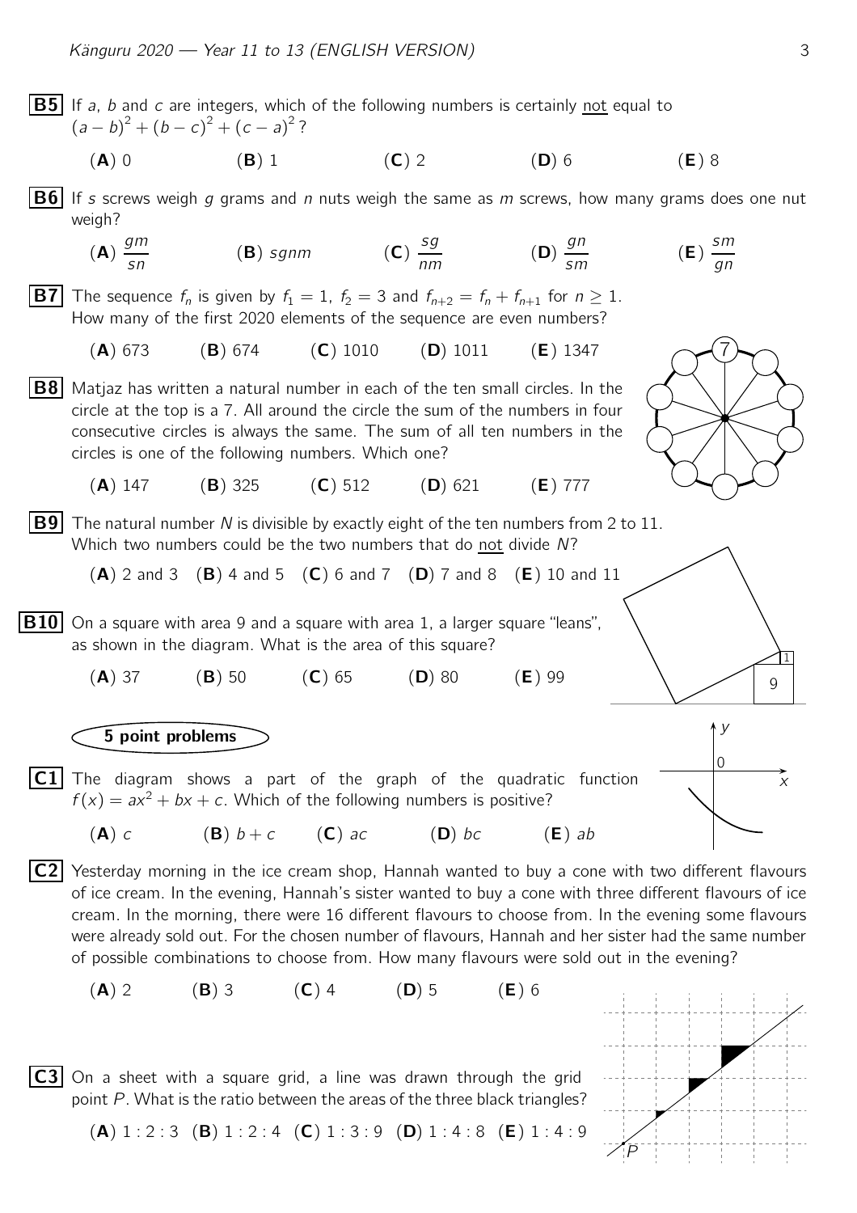**B5** If $a$, $b$ and $c$ are integers, which of the following numbers is certainly not equal to $(a-b)^2 + (b-c)^2 + (c-a)^2$?

(**A**) 0 (**B**) 1 (**C**) 2 (**D**) 6 (**E**) 8

**B6** If $s$ screws weigh $g$ grams and $n$ nuts weigh the same as $m$ screws, how many grams does one nut weigh?

(**A**) $\frac{gm}{sn}$ (**B**) $sgnm$ (**C**) $\frac{sg}{nm}$ (**D**) $\frac{gn}{sm}$ (**E**) $\frac{sm}{gn}$

**B7** The sequence $f_n$ is given by $f_1 = 1$, $f_2 = 3$ and $f_{n+2} = f_n + f_{n+1}$ for $n \geq 1$. How many of the first 2020 elements of the sequence are even numbers?

(**A**) 673 (**B**) 674 (**C**) 1010 (**D**) 1011 (**E**) 1347

**B8** Matjaz has written a natural number in each of the ten small circles. In the circle at the top is a 7. All around the circle the sum of the numbers in four consecutive circles is always the same. The sum of all ten numbers in the circles is one of the following numbers. Which one?

(**A**) 147 (**B**) 325 (**C**) 512 (**D**) 621 (**E**) 777

**B9** The natural number $N$ is divisible by exactly eight of the ten numbers from 2 to 11. Which two numbers could be the two numbers that do not divide $N$?

(**A**) 2 and 3 (**B**) 4 and 5 (**C**) 6 and 7 (**D**) 7 and 8 (**E**) 10 and 11

**B10** On a square with area 9 and a square with area 1, a larger square "leans", as shown in the diagram. What is the area of this square?

(**A**) 37 (**B**) 50 (**C**) 65 (**D**) 80 (**E**) 99

## 5 point problems

**C1** The diagram shows a part of the graph of the quadratic function $f(x) = ax^2 + bx + c$. Which of the following numbers is positive?

(**A**) $c$ (**B**) $b + c$ (**C**) $ac$ (**D**) $bc$ (**E**) $ab$

**C2** Yesterday morning in the ice cream shop, Hannah wanted to buy a cone with two different flavours of ice cream. In the evening, Hannah's sister wanted to buy a cone with three different flavours of ice cream. In the morning, there were 16 different flavours to choose from. In the evening some flavours were already sold out. For the chosen number of flavours, Hannah and her sister had the same number of possible combinations to choose from. How many flavours were sold out in the evening?

(**A**) 2 (**B**) 3 (**C**) 4 (**D**) 5 (**E**) 6

**C3** On a sheet with a square grid, a line was drawn through the grid point $P$. What is the ratio between the areas of the three black triangles?

(**A**) $1:2:3$ (**B**) $1:2:4$ (**C**) $1:3:9$ (**D**) $1:4:8$ (**E**) $1:4:9$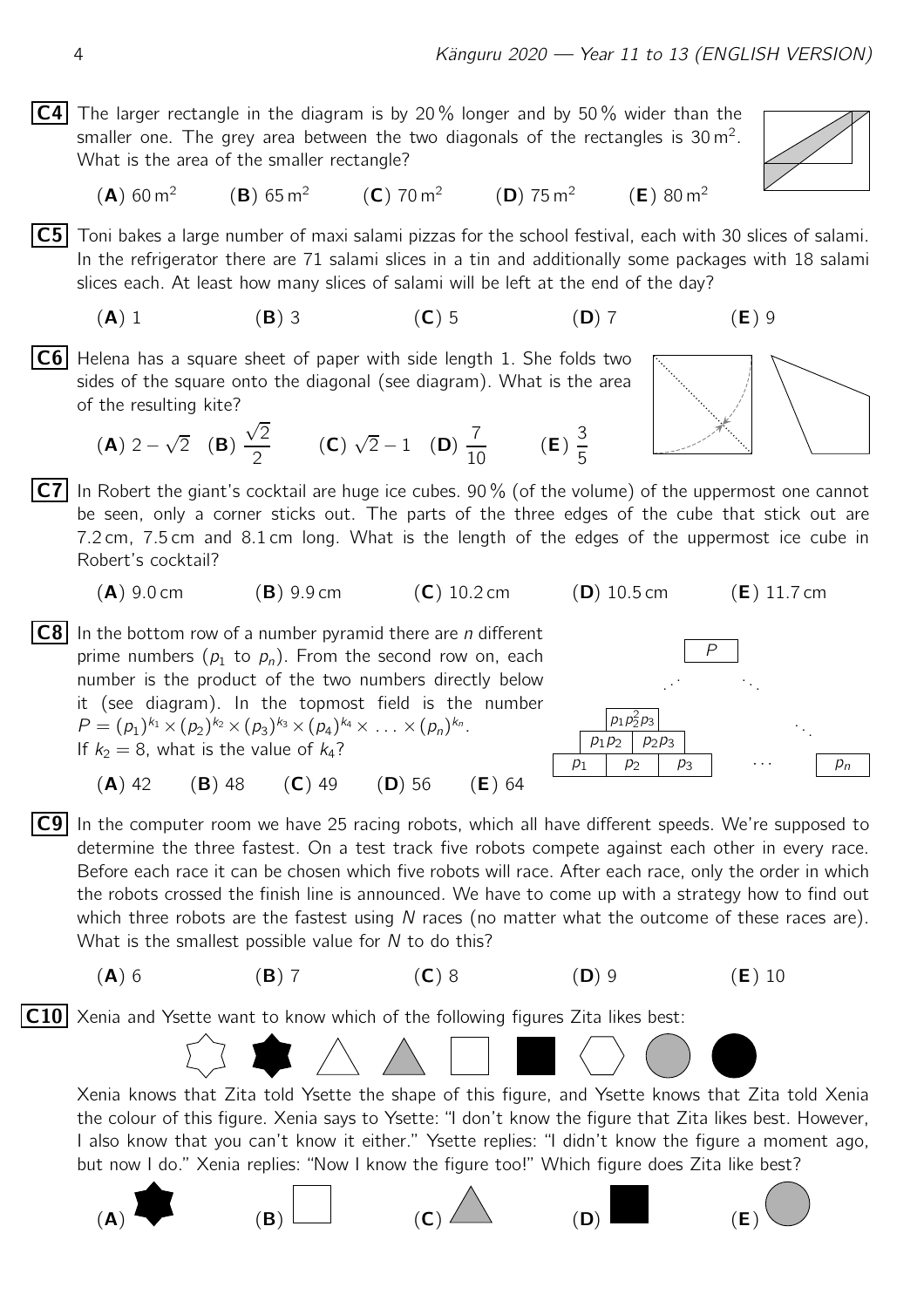**C4** The larger rectangle in the diagram is by 20 % longer and by 50 % wider than the smaller one. The grey area between the two diagonals of the rectangles is $30\,\text{m}^2$. What is the area of the smaller rectangle?

(**A**) $60\,\text{m}^2$ (**B**) $65\,\text{m}^2$ (**C**) $70\,\text{m}^2$ (**D**) $75\,\text{m}^2$ (**E**) $80\,\text{m}^2$

**C5** Toni bakes a large number of maxi salami pizzas for the school festival, each with 30 slices of salami. In the refrigerator there are 71 salami slices in a tin and additionally some packages with 18 salami slices each. At least how many slices of salami will be left at the end of the day?

(**A**) 1 (**B**) 3 (**C**) 5 (**D**) 7 (**E**) 9

**C6** Helena has a square sheet of paper with side length 1. She folds two sides of the square onto the diagonal (see diagram). What is the area of the resulting kite?

(**A**) $2-\sqrt{2}$ (**B**) $\frac{\sqrt{2}}{2}$ (**C**) $\sqrt{2}-1$ (**D**) $\frac{7}{10}$ (**E**) $\frac{3}{5}$

**C7** In Robert the giant's cocktail are huge ice cubes. 90 % (of the volume) of the uppermost one cannot be seen, only a corner sticks out. The parts of the three edges of the cube that stick out are 7.2 cm, 7.5 cm and 8.1 cm long. What is the length of the edges of the uppermost ice cube in Robert's cocktail?

(**A**) 9.0 cm (**B**) 9.9 cm (**C**) 10.2 cm (**D**) 10.5 cm (**E**) 11.7 cm

**C8** In the bottom row of a number pyramid there are $n$ different prime numbers ($p_1$ to $p_n$). From the second row on, each number is the product of the two numbers directly below it (see diagram). In the topmost field is the number $P = (p_1)^{k_1} \times (p_2)^{k_2} \times (p_3)^{k_3} \times (p_4)^{k_4} \times \ldots \times (p_n)^{k_n}$.
If $k_2 = 8$, what is the value of $k_4$?

$P$

$p_1 p_2^2 p_3$

$p_1 p_2$ $p_2 p_3$

$p_1$ $p_2$ $p_3$ … $p_n$

(**A**) 42 (**B**) 48 (**C**) 49 (**D**) 56 (**E**) 64

**C9** In the computer room we have 25 racing robots, which all have different speeds. We're supposed to determine the three fastest. On a test track five robots compete against each other in every race. Before each race it can be chosen which five robots will race. After each race, only the order in which the robots crossed the finish line is announced. We have to come up with a strategy how to find out which three robots are the fastest using $N$ races (no matter what the outcome of these races are). What is the smallest possible value for $N$ to do this?

(**A**) 6 (**B**) 7 (**C**) 8 (**D**) 9 (**E**) 10

**C10** Xenia and Ysette want to know which of the following figures Zita likes best:

Xenia knows that Zita told Ysette the shape of this figure, and Ysette knows that Zita told Xenia the colour of this figure. Xenia says to Ysette: "I don't know the figure that Zita likes best. However, I also know that you can't know it either." Ysette replies: "I didn't know the figure a moment ago, but now I do." Xenia replies: "Now I know the figure too!" Which figure does Zita like best?

(**A**) (**B**) (**C**) (**D**) (**E**)